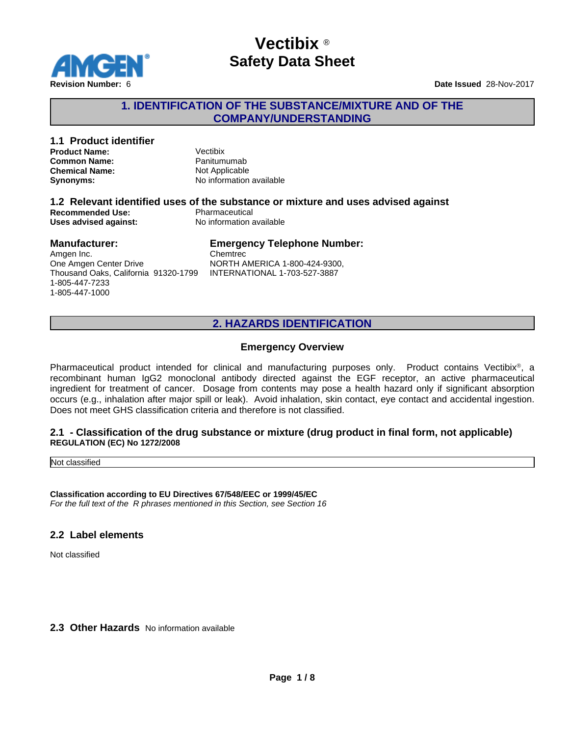# Vectibix ®
# Safety Data Sheet

**Revision Number:** 6

**Date Issued** 28-Nov-2017

## 1. IDENTIFICATION OF THE SUBSTANCE/MIXTURE AND OF THE COMPANY/UNDERSTANDING

### 1.1 Product identifier

**Product Name:** Vectibix
**Common Name:** Panitumumab
**Chemical Name:** Not Applicable
**Synonyms:** No information available

### 1.2 Relevant identified uses of the substance or mixture and uses advised against

**Recommended Use:** Pharmaceutical
**Uses advised against:** No information available

### Manufacturer:

Amgen Inc.
One Amgen Center Drive
Thousand Oaks, California 91320-1799
1-805-447-7233
1-805-447-1000

### Emergency Telephone Number:

Chemtrec
NORTH AMERICA 1-800-424-9300,
INTERNATIONAL 1-703-527-3887

## 2. HAZARDS IDENTIFICATION

### Emergency Overview

Pharmaceutical product intended for clinical and manufacturing purposes only. Product contains Vectibix®, a recombinant human IgG2 monoclonal antibody directed against the EGF receptor, an active pharmaceutical ingredient for treatment of cancer. Dosage from contents may pose a health hazard only if significant absorption occurs (e.g., inhalation after major spill or leak). Avoid inhalation, skin contact, eye contact and accidental ingestion. Does not meet GHS classification criteria and therefore is not classified.

### 2.1 - Classification of the drug substance or mixture (drug product in final form, not applicable)

**REGULATION (EC) No 1272/2008**

| Not classified |
|---|

**Classification according to EU Directives 67/548/EEC or 1999/45/EC**

*For the full text of the R phrases mentioned in this Section, see Section 16*

### 2.2 Label elements

Not classified

### 2.3 Other Hazards

No information available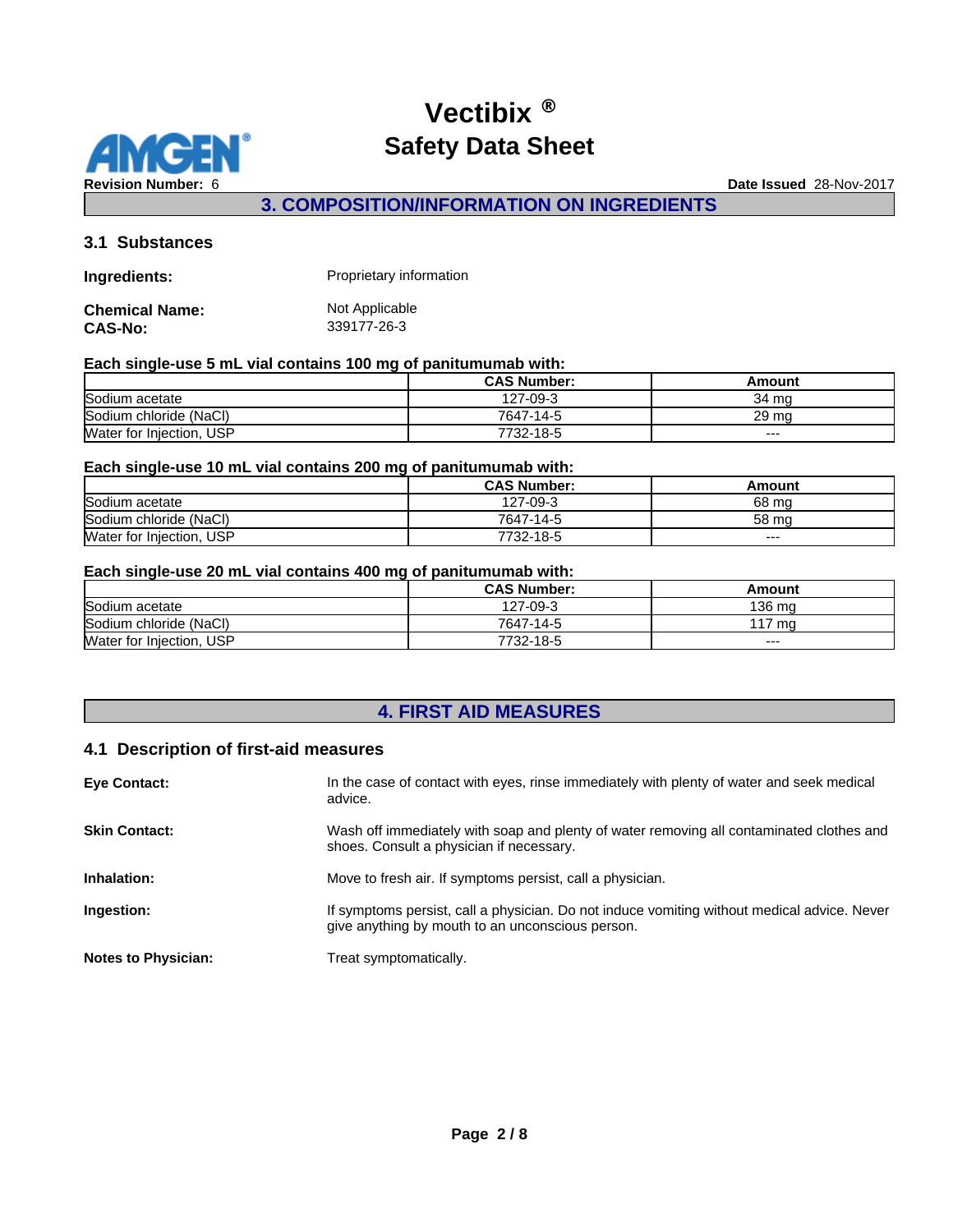## 3. COMPOSITION/INFORMATION ON INGREDIENTS

### 3.1 Substances

**Ingredients:** Proprietary information

**Chemical Name:** Not Applicable
**CAS-No:** 339177-26-3

**Each single-use 5 mL vial contains 100 mg of panitumumab with:**

| | CAS Number: | Amount |
|---|---|---|
| Sodium acetate | 127-09-3 | 34 mg |
| Sodium chloride (NaCl) | 7647-14-5 | 29 mg |
| Water for Injection, USP | 7732-18-5 | --- |

**Each single-use 10 mL vial contains 200 mg of panitumumab with:**

| | CAS Number: | Amount |
|---|---|---|
| Sodium acetate | 127-09-3 | 68 mg |
| Sodium chloride (NaCl) | 7647-14-5 | 58 mg |
| Water for Injection, USP | 7732-18-5 | --- |

**Each single-use 20 mL vial contains 400 mg of panitumumab with:**

| | CAS Number: | Amount |
|---|---|---|
| Sodium acetate | 127-09-3 | 136 mg |
| Sodium chloride (NaCl) | 7647-14-5 | 117 mg |
| Water for Injection, USP | 7732-18-5 | --- |

## 4. FIRST AID MEASURES

### 4.1 Description of first-aid measures

**Eye Contact:** In the case of contact with eyes, rinse immediately with plenty of water and seek medical advice.

**Skin Contact:** Wash off immediately with soap and plenty of water removing all contaminated clothes and shoes. Consult a physician if necessary.

**Inhalation:** Move to fresh air. If symptoms persist, call a physician.

**Ingestion:** If symptoms persist, call a physician. Do not induce vomiting without medical advice. Never give anything by mouth to an unconscious person.

**Notes to Physician:** Treat symptomatically.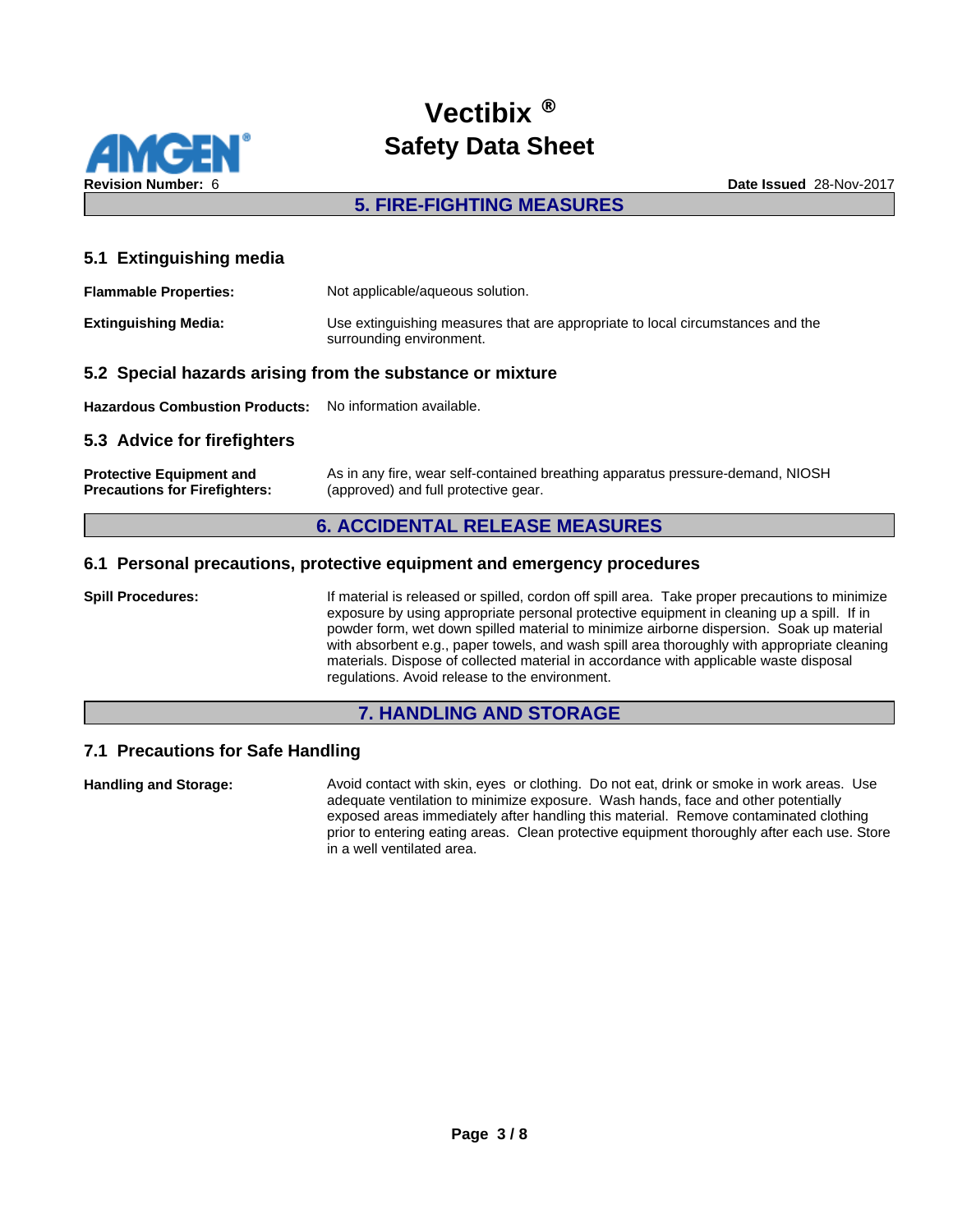## 5. FIRE-FIGHTING MEASURES

### 5.1 Extinguishing media

**Flammable Properties:** Not applicable/aqueous solution.

**Extinguishing Media:** Use extinguishing measures that are appropriate to local circumstances and the surrounding environment.

### 5.2 Special hazards arising from the substance or mixture

**Hazardous Combustion Products:** No information available.

### 5.3 Advice for firefighters

**Protective Equipment and Precautions for Firefighters:** As in any fire, wear self-contained breathing apparatus pressure-demand, NIOSH (approved) and full protective gear.

## 6. ACCIDENTAL RELEASE MEASURES

### 6.1 Personal precautions, protective equipment and emergency procedures

**Spill Procedures:** If material is released or spilled, cordon off spill area. Take proper precautions to minimize exposure by using appropriate personal protective equipment in cleaning up a spill. If in powder form, wet down spilled material to minimize airborne dispersion. Soak up material with absorbent e.g., paper towels, and wash spill area thoroughly with appropriate cleaning materials. Dispose of collected material in accordance with applicable waste disposal regulations. Avoid release to the environment.

## 7. HANDLING AND STORAGE

### 7.1 Precautions for Safe Handling

**Handling and Storage:** Avoid contact with skin, eyes or clothing. Do not eat, drink or smoke in work areas. Use adequate ventilation to minimize exposure. Wash hands, face and other potentially exposed areas immediately after handling this material. Remove contaminated clothing prior to entering eating areas. Clean protective equipment thoroughly after each use. Store in a well ventilated area.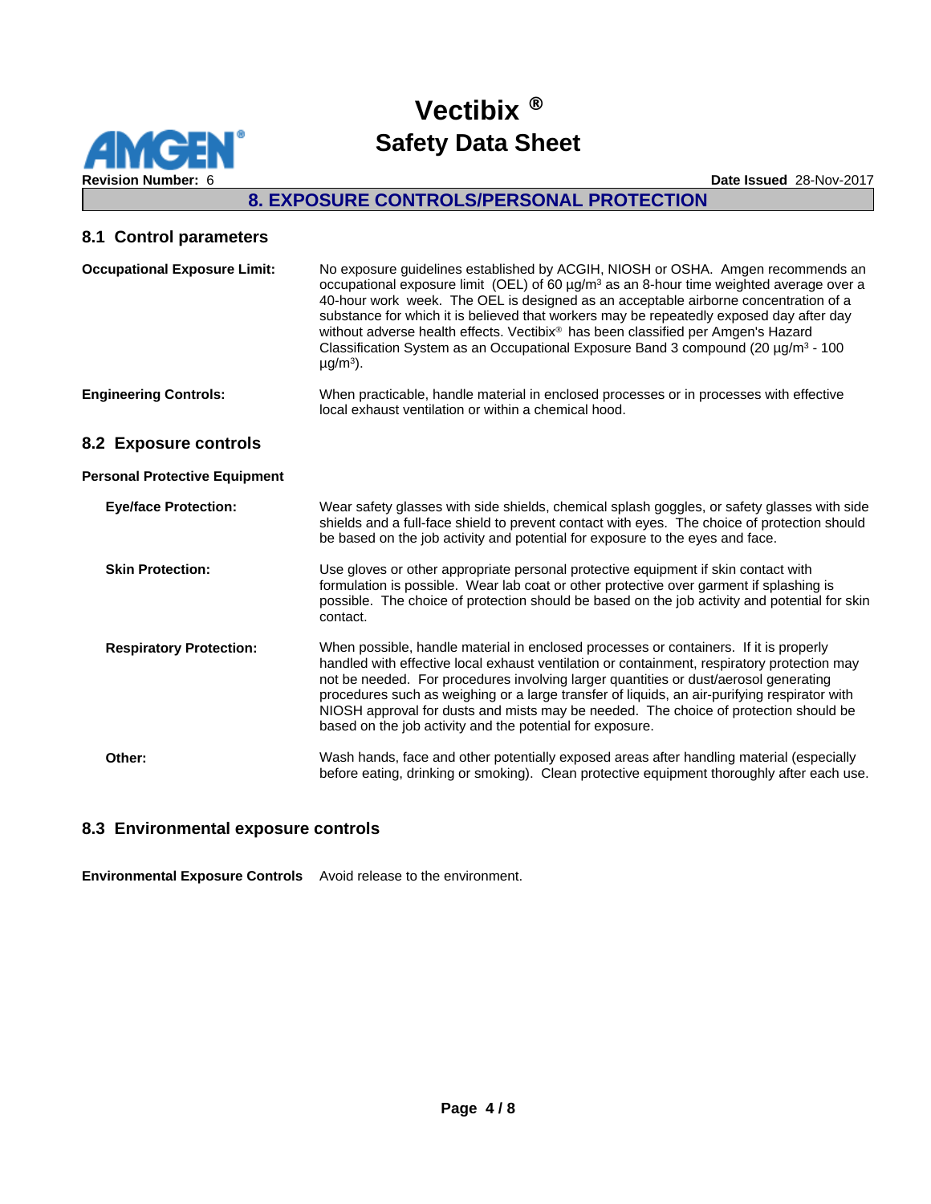## 8. EXPOSURE CONTROLS/PERSONAL PROTECTION

### 8.1 Control parameters

**Occupational Exposure Limit:** No exposure guidelines established by ACGIH, NIOSH or OSHA. Amgen recommends an occupational exposure limit (OEL) of 60 µg/m³ as an 8-hour time weighted average over a 40-hour work week. The OEL is designed as an acceptable airborne concentration of a substance for which it is believed that workers may be repeatedly exposed day after day without adverse health effects. Vectibix® has been classified per Amgen's Hazard Classification System as an Occupational Exposure Band 3 compound (20 µg/m³ - 100 µg/m³).

**Engineering Controls:** When practicable, handle material in enclosed processes or in processes with effective local exhaust ventilation or within a chemical hood.

### 8.2 Exposure controls

**Personal Protective Equipment**

**Eye/face Protection:** Wear safety glasses with side shields, chemical splash goggles, or safety glasses with side shields and a full-face shield to prevent contact with eyes. The choice of protection should be based on the job activity and potential for exposure to the eyes and face.

**Skin Protection:** Use gloves or other appropriate personal protective equipment if skin contact with formulation is possible. Wear lab coat or other protective over garment if splashing is possible. The choice of protection should be based on the job activity and potential for skin contact.

**Respiratory Protection:** When possible, handle material in enclosed processes or containers. If it is properly handled with effective local exhaust ventilation or containment, respiratory protection may not be needed. For procedures involving larger quantities or dust/aerosol generating procedures such as weighing or a large transfer of liquids, an air-purifying respirator with NIOSH approval for dusts and mists may be needed. The choice of protection should be based on the job activity and the potential for exposure.

**Other:** Wash hands, face and other potentially exposed areas after handling material (especially before eating, drinking or smoking). Clean protective equipment thoroughly after each use.

### 8.3 Environmental exposure controls

**Environmental Exposure Controls** Avoid release to the environment.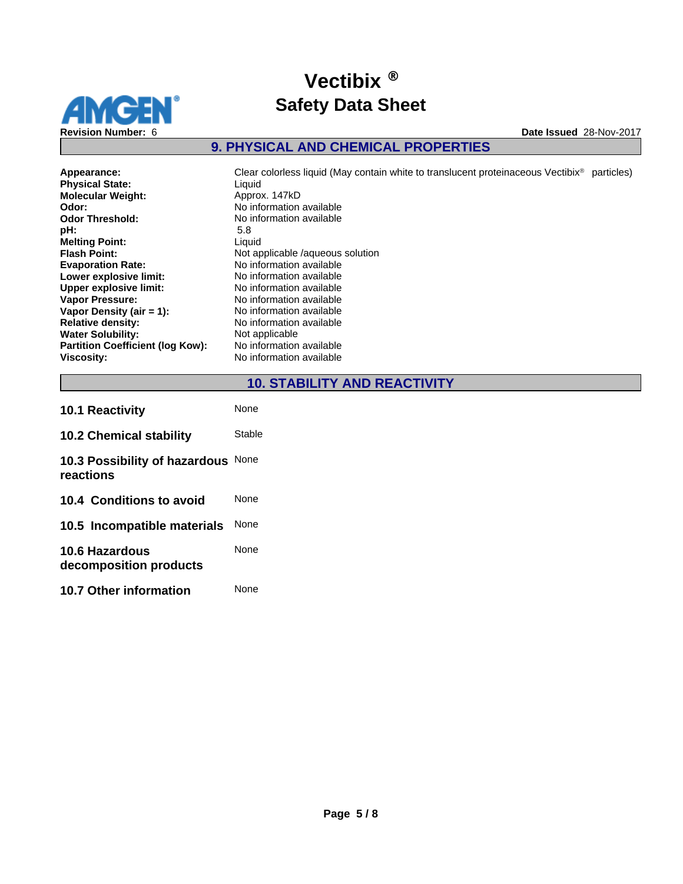## 9. PHYSICAL AND CHEMICAL PROPERTIES

| | |
|---|---|
| **Appearance:** | Clear colorless liquid (May contain white to translucent proteinaceous Vectibix® particles) |
| **Physical State:** | Liquid |
| **Molecular Weight:** | Approx. 147kD |
| **Odor:** | No information available |
| **Odor Threshold:** | No information available |
| **pH:** | 5.8 |
| **Melting Point:** | Liquid |
| **Flash Point:** | Not applicable /aqueous solution |
| **Evaporation Rate:** | No information available |
| **Lower explosive limit:** | No information available |
| **Upper explosive limit:** | No information available |
| **Vapor Pressure:** | No information available |
| **Vapor Density (air = 1):** | No information available |
| **Relative density:** | No information available |
| **Water Solubility:** | Not applicable |
| **Partition Coefficient (log Kow):** | No information available |
| **Viscosity:** | No information available |

## 10. STABILITY AND REACTIVITY

| | |
|---|---|
| **10.1 Reactivity** | None |
| **10.2 Chemical stability** | Stable |
| **10.3 Possibility of hazardous reactions** | None |
| **10.4 Conditions to avoid** | None |
| **10.5 Incompatible materials** | None |
| **10.6 Hazardous decomposition products** | None |
| **10.7 Other information** | None |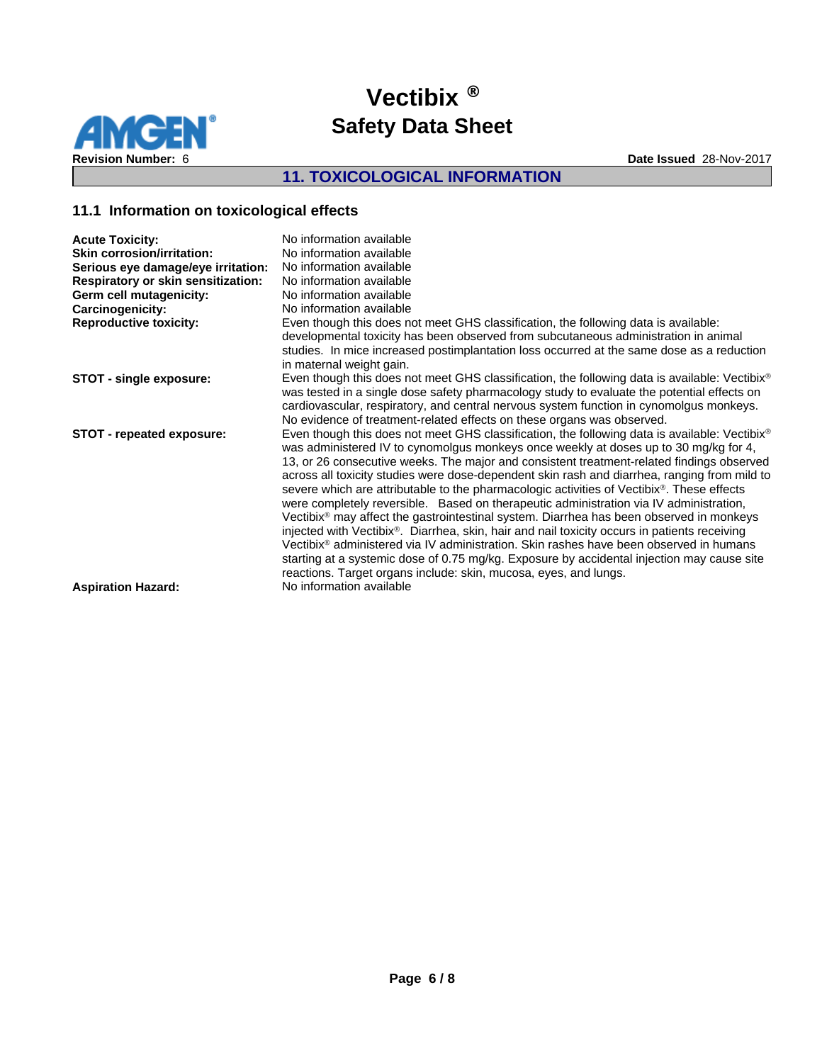## 11. TOXICOLOGICAL INFORMATION

### 11.1 Information on toxicological effects

**Acute Toxicity:** No information available

**Skin corrosion/irritation:** No information available

**Serious eye damage/eye irritation:** No information available

**Respiratory or skin sensitization:** No information available

**Germ cell mutagenicity:** No information available

**Carcinogenicity:** No information available

**Reproductive toxicity:** Even though this does not meet GHS classification, the following data is available: developmental toxicity has been observed from subcutaneous administration in animal studies. In mice increased postimplantation loss occurred at the same dose as a reduction in maternal weight gain.

**STOT - single exposure:** Even though this does not meet GHS classification, the following data is available: Vectibix® was tested in a single dose safety pharmacology study to evaluate the potential effects on cardiovascular, respiratory, and central nervous system function in cynomolgus monkeys. No evidence of treatment-related effects on these organs was observed.

**STOT - repeated exposure:** Even though this does not meet GHS classification, the following data is available: Vectibix® was administered IV to cynomolgus monkeys once weekly at doses up to 30 mg/kg for 4, 13, or 26 consecutive weeks. The major and consistent treatment-related findings observed across all toxicity studies were dose-dependent skin rash and diarrhea, ranging from mild to severe which are attributable to the pharmacologic activities of Vectibix®. These effects were completely reversible. Based on therapeutic administration via IV administration, Vectibix® may affect the gastrointestinal system. Diarrhea has been observed in monkeys injected with Vectibix®. Diarrhea, skin, hair and nail toxicity occurs in patients receiving Vectibix® administered via IV administration. Skin rashes have been observed in humans starting at a systemic dose of 0.75 mg/kg. Exposure by accidental injection may cause site reactions. Target organs include: skin, mucosa, eyes, and lungs.

**Aspiration Hazard:** No information available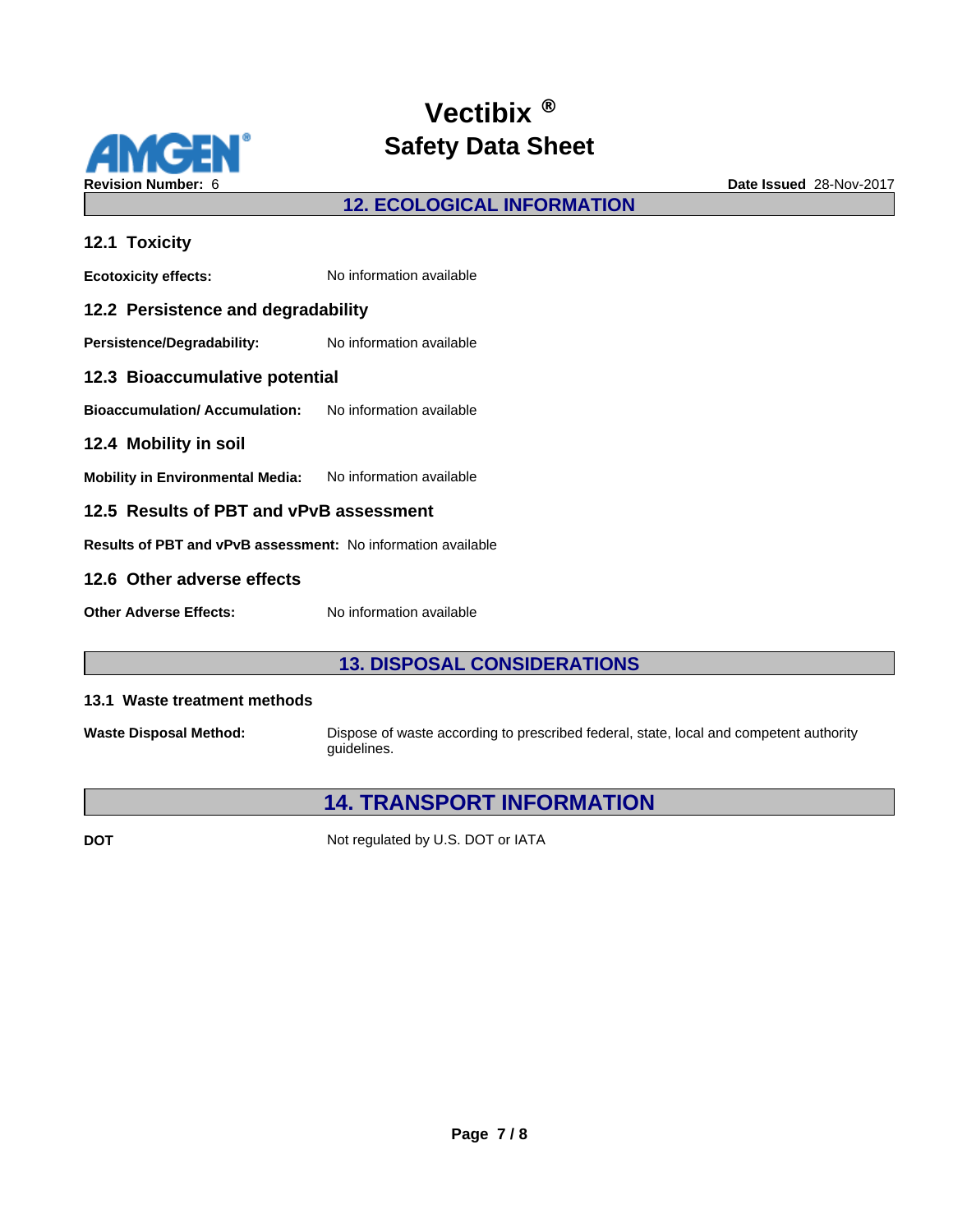## 12. ECOLOGICAL INFORMATION

### 12.1 Toxicity

**Ecotoxicity effects:** No information available

### 12.2 Persistence and degradability

**Persistence/Degradability:** No information available

### 12.3 Bioaccumulative potential

**Bioaccumulation/ Accumulation:** No information available

### 12.4 Mobility in soil

**Mobility in Environmental Media:** No information available

### 12.5 Results of PBT and vPvB assessment

**Results of PBT and vPvB assessment:** No information available

### 12.6 Other adverse effects

**Other Adverse Effects:** No information available

## 13. DISPOSAL CONSIDERATIONS

### 13.1 Waste treatment methods

**Waste Disposal Method:** Dispose of waste according to prescribed federal, state, local and competent authority guidelines.

## 14. TRANSPORT INFORMATION

**DOT** Not regulated by U.S. DOT or IATA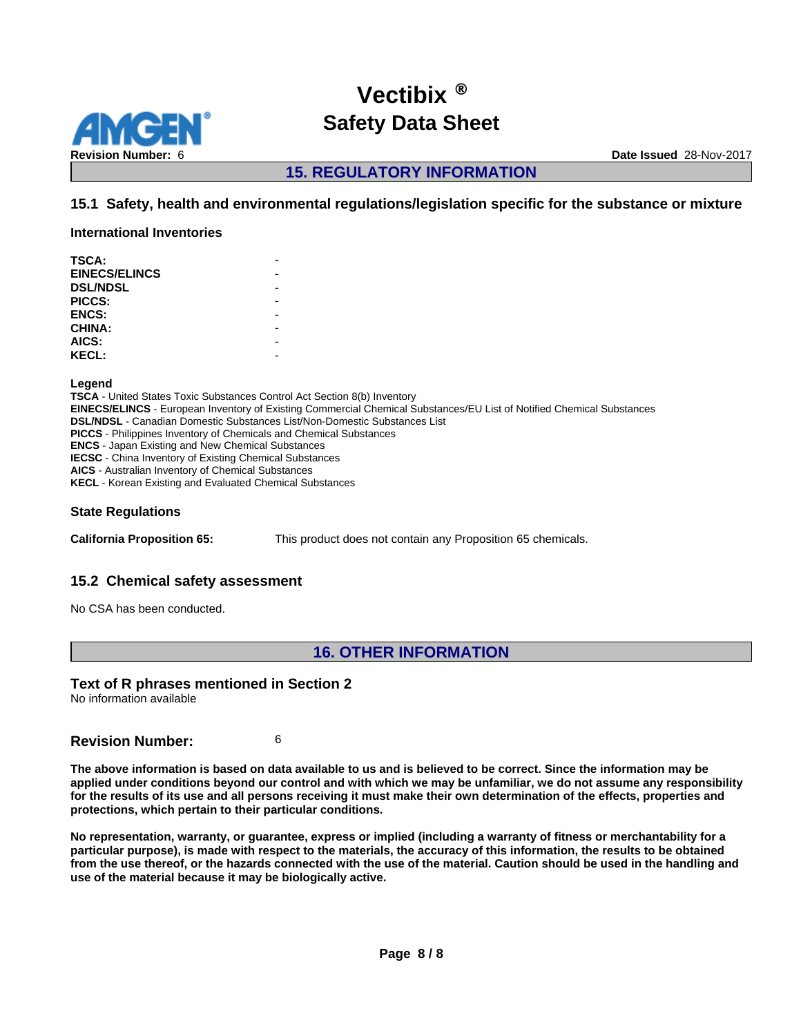## 15. REGULATORY INFORMATION

### 15.1 Safety, health and environmental regulations/legislation specific for the substance or mixture

#### International Inventories

| | |
|---|---|
| **TSCA:** | - |
| **EINECS/ELINCS** | - |
| **DSL/NDSL** | - |
| **PICCS:** | - |
| **ENCS:** | - |
| **CHINA:** | - |
| **AICS:** | - |
| **KECL:** | - |

**Legend**
**TSCA** - United States Toxic Substances Control Act Section 8(b) Inventory
**EINECS/ELINCS** - European Inventory of Existing Commercial Chemical Substances/EU List of Notified Chemical Substances
**DSL/NDSL** - Canadian Domestic Substances List/Non-Domestic Substances List
**PICCS** - Philippines Inventory of Chemicals and Chemical Substances
**ENCS** - Japan Existing and New Chemical Substances
**IECSC** - China Inventory of Existing Chemical Substances
**AICS** - Australian Inventory of Chemical Substances
**KECL** - Korean Existing and Evaluated Chemical Substances

#### State Regulations

**California Proposition 65:** This product does not contain any Proposition 65 chemicals.

### 15.2 Chemical safety assessment

No CSA has been conducted.

## 16. OTHER INFORMATION

#### Text of R phrases mentioned in Section 2

No information available

**Revision Number:** 6

**The above information is based on data available to us and is believed to be correct. Since the information may be applied under conditions beyond our control and with which we may be unfamiliar, we do not assume any responsibility for the results of its use and all persons receiving it must make their own determination of the effects, properties and protections, which pertain to their particular conditions.**

**No representation, warranty, or guarantee, express or implied (including a warranty of fitness or merchantability for a particular purpose), is made with respect to the materials, the accuracy of this information, the results to be obtained from the use thereof, or the hazards connected with the use of the material. Caution should be used in the handling and use of the material because it may be biologically active.**